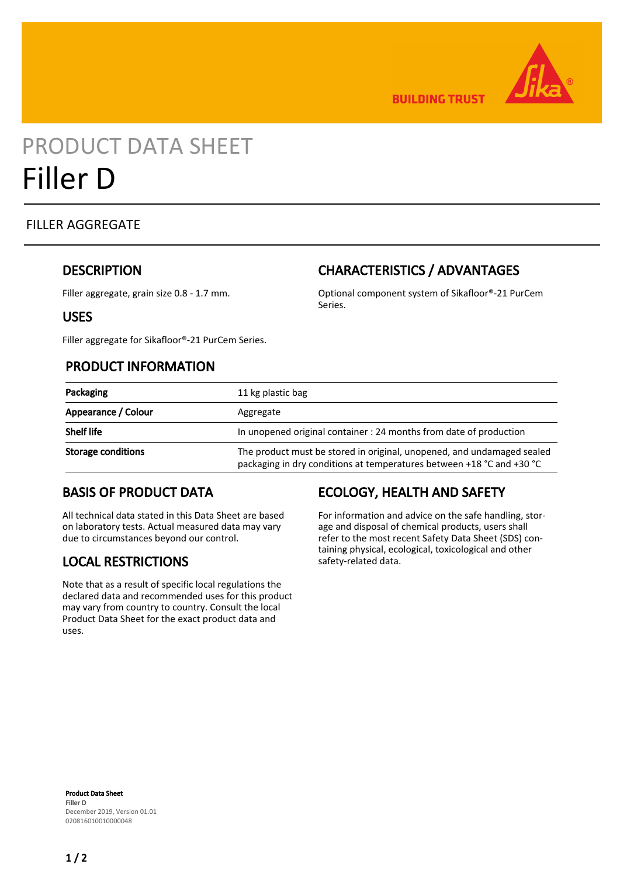BUILDING TRUST

# PRODUCT DATA SHEET
# Filler D

FILLER AGGREGATE

## DESCRIPTION

Filler aggregate, grain size 0.8 - 1.7 mm.

## USES

Filler aggregate for Sikafloor®-21 PurCem Series.

## CHARACTERISTICS / ADVANTAGES

Optional component system of Sikafloor®-21 PurCem Series.

## PRODUCT INFORMATION

| | |
|---|---|
| **Packaging** | 11 kg plastic bag |
| **Appearance / Colour** | Aggregate |
| **Shelf life** | In unopened original container : 24 months from date of production |
| **Storage conditions** | The product must be stored in original, unopened, and undamaged sealed packaging in dry conditions at temperatures between +18 °C and +30 °C |

## BASIS OF PRODUCT DATA

All technical data stated in this Data Sheet are based on laboratory tests. Actual measured data may vary due to circumstances beyond our control.

## LOCAL RESTRICTIONS

Note that as a result of specific local regulations the declared data and recommended uses for this product may vary from country to country. Consult the local Product Data Sheet for the exact product data and uses.

## ECOLOGY, HEALTH AND SAFETY

For information and advice on the safe handling, storage and disposal of chemical products, users shall refer to the most recent Safety Data Sheet (SDS) containing physical, ecological, toxicological and other safety-related data.

**Product Data Sheet**
**Filler D**
December 2019, Version 01.01
020816010010000048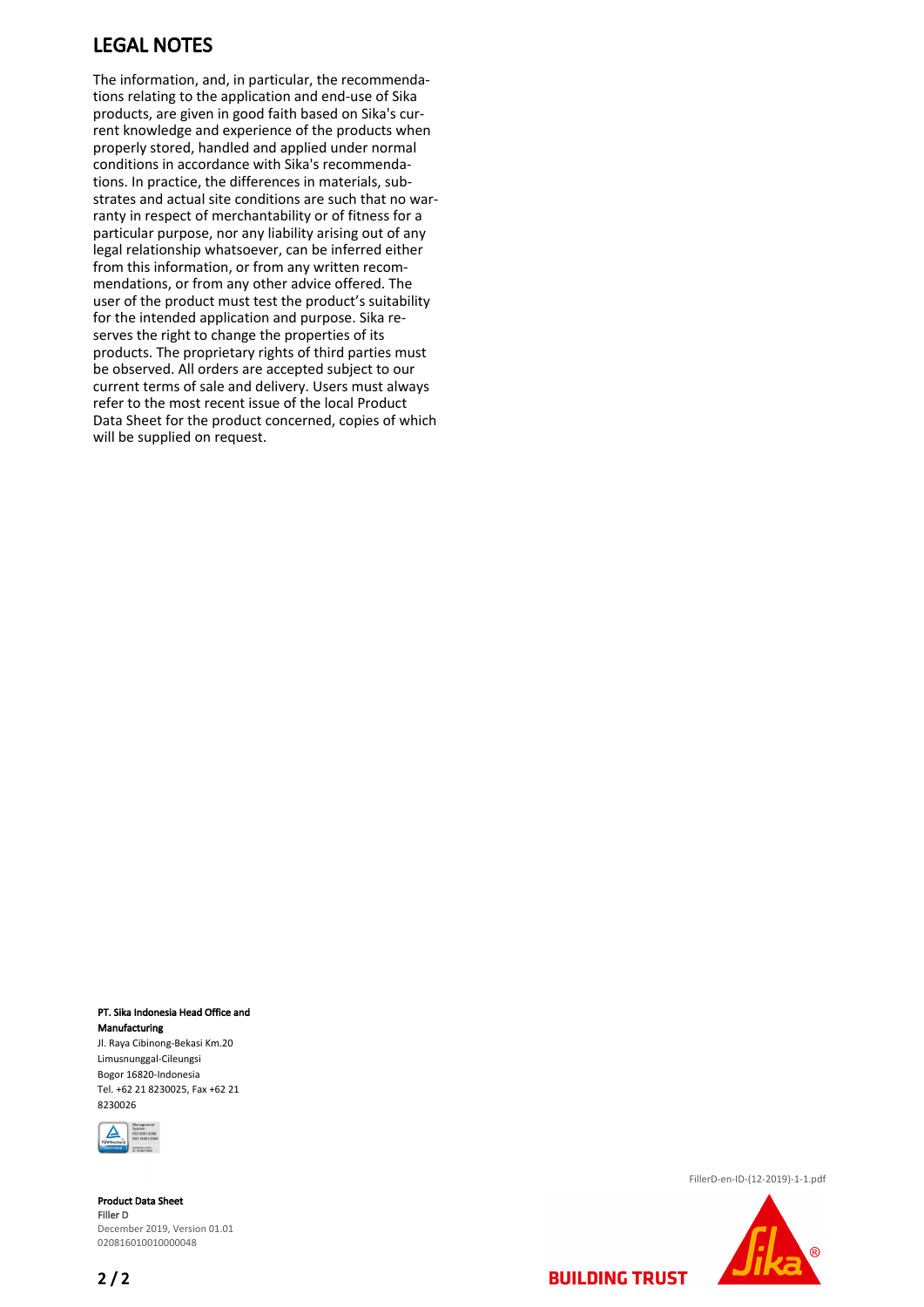## LEGAL NOTES

The information, and, in particular, the recommendations relating to the application and end-use of Sika products, are given in good faith based on Sika's current knowledge and experience of the products when properly stored, handled and applied under normal conditions in accordance with Sika's recommendations. In practice, the differences in materials, substrates and actual site conditions are such that no warranty in respect of merchantability or of fitness for a particular purpose, nor any liability arising out of any legal relationship whatsoever, can be inferred either from this information, or from any written recommendations, or from any other advice offered. The user of the product must test the product's suitability for the intended application and purpose. Sika reserves the right to change the properties of its products. The proprietary rights of third parties must be observed. All orders are accepted subject to our current terms of sale and delivery. Users must always refer to the most recent issue of the local Product Data Sheet for the product concerned, copies of which will be supplied on request.

**PT. Sika Indonesia Head Office and Manufacturing**
Jl. Raya Cibinong-Bekasi Km.20
Limusnunggal-Cileungsi
Bogor 16820-Indonesia
Tel. +62 21 8230025, Fax +62 21 8230026

**Product Data Sheet**
**Filler D**
December 2019, Version 01.01
020816010010000048

FillerD-en-ID-(12-2019)-1-1.pdf

**BUILDING TRUST**